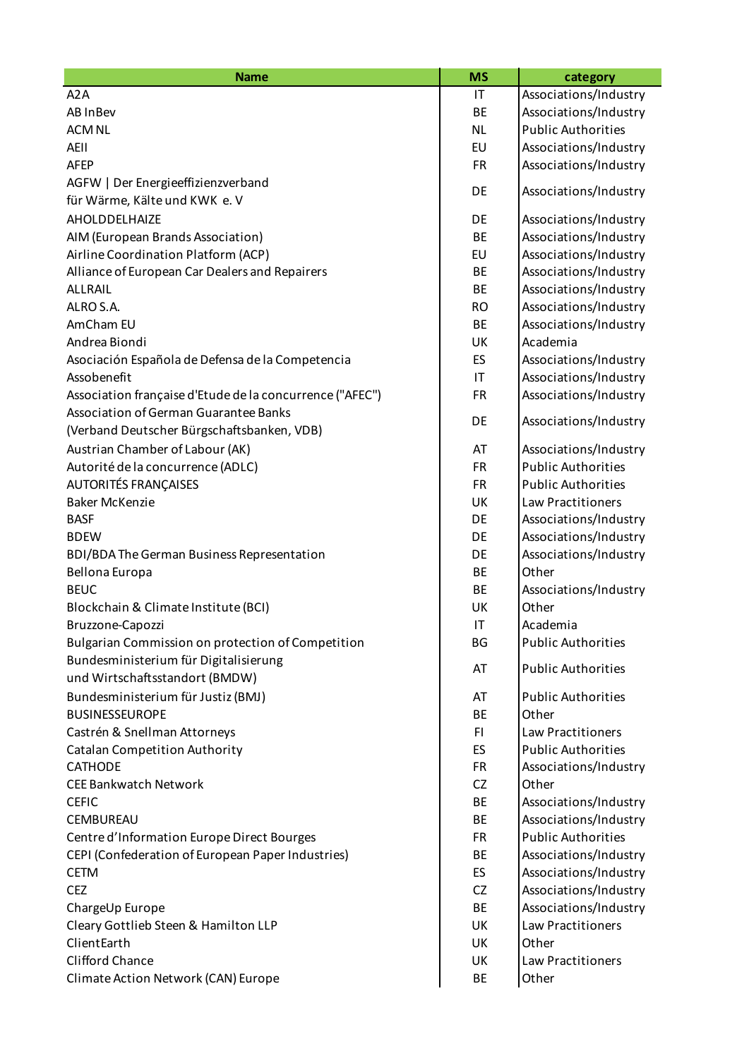| Name | MS | category |
|---|---|---|
| A2A | IT | Associations/Industry |
| AB InBev | BE | Associations/Industry |
| ACM NL | NL | Public Authorities |
| AEII | EU | Associations/Industry |
| AFEP | FR | Associations/Industry |
| AGFW \| Der Energieeffizienzverband für Wärme, Kälte und KWK e. V | DE | Associations/Industry |
| AHOLDDELHAIZE | DE | Associations/Industry |
| AIM (European Brands Association) | BE | Associations/Industry |
| Airline Coordination Platform (ACP) | EU | Associations/Industry |
| Alliance of European Car Dealers and Repairers | BE | Associations/Industry |
| ALLRAIL | BE | Associations/Industry |
| ALRO S.A. | RO | Associations/Industry |
| AmCham EU | BE | Associations/Industry |
| Andrea Biondi | UK | Academia |
| Asociación Española de Defensa de la Competencia | ES | Associations/Industry |
| Assobenefit | IT | Associations/Industry |
| Association française d'Etude de la concurrence ("AFEC") | FR | Associations/Industry |
| Association of German Guarantee Banks (Verband Deutscher Bürgschaftsbanken, VDB) | DE | Associations/Industry |
| Austrian Chamber of Labour (AK) | AT | Associations/Industry |
| Autorité de la concurrence (ADLC) | FR | Public Authorities |
| AUTORITÉS FRANÇAISES | FR | Public Authorities |
| Baker McKenzie | UK | Law Practitioners |
| BASF | DE | Associations/Industry |
| BDEW | DE | Associations/Industry |
| BDI/BDA The German Business Representation | DE | Associations/Industry |
| Bellona Europa | BE | Other |
| BEUC | BE | Associations/Industry |
| Blockchain & Climate Institute (BCI) | UK | Other |
| Bruzzone-Capozzi | IT | Academia |
| Bulgarian Commission on protection of Competition | BG | Public Authorities |
| Bundesministerium für Digitalisierung und Wirtschaftsstandort (BMDW) | AT | Public Authorities |
| Bundesministerium für Justiz (BMJ) | AT | Public Authorities |
| BUSINESSEUROPE | BE | Other |
| Castrén & Snellman Attorneys | FI | Law Practitioners |
| Catalan Competition Authority | ES | Public Authorities |
| CATHODE | FR | Associations/Industry |
| CEE Bankwatch Network | CZ | Other |
| CEFIC | BE | Associations/Industry |
| CEMBUREAU | BE | Associations/Industry |
| Centre d'Information Europe Direct Bourges | FR | Public Authorities |
| CEPI (Confederation of European Paper Industries) | BE | Associations/Industry |
| CETM | ES | Associations/Industry |
| CEZ | CZ | Associations/Industry |
| ChargeUp Europe | BE | Associations/Industry |
| Cleary Gottlieb Steen & Hamilton LLP | UK | Law Practitioners |
| ClientEarth | UK | Other |
| Clifford Chance | UK | Law Practitioners |
| Climate Action Network (CAN) Europe | BE | Other |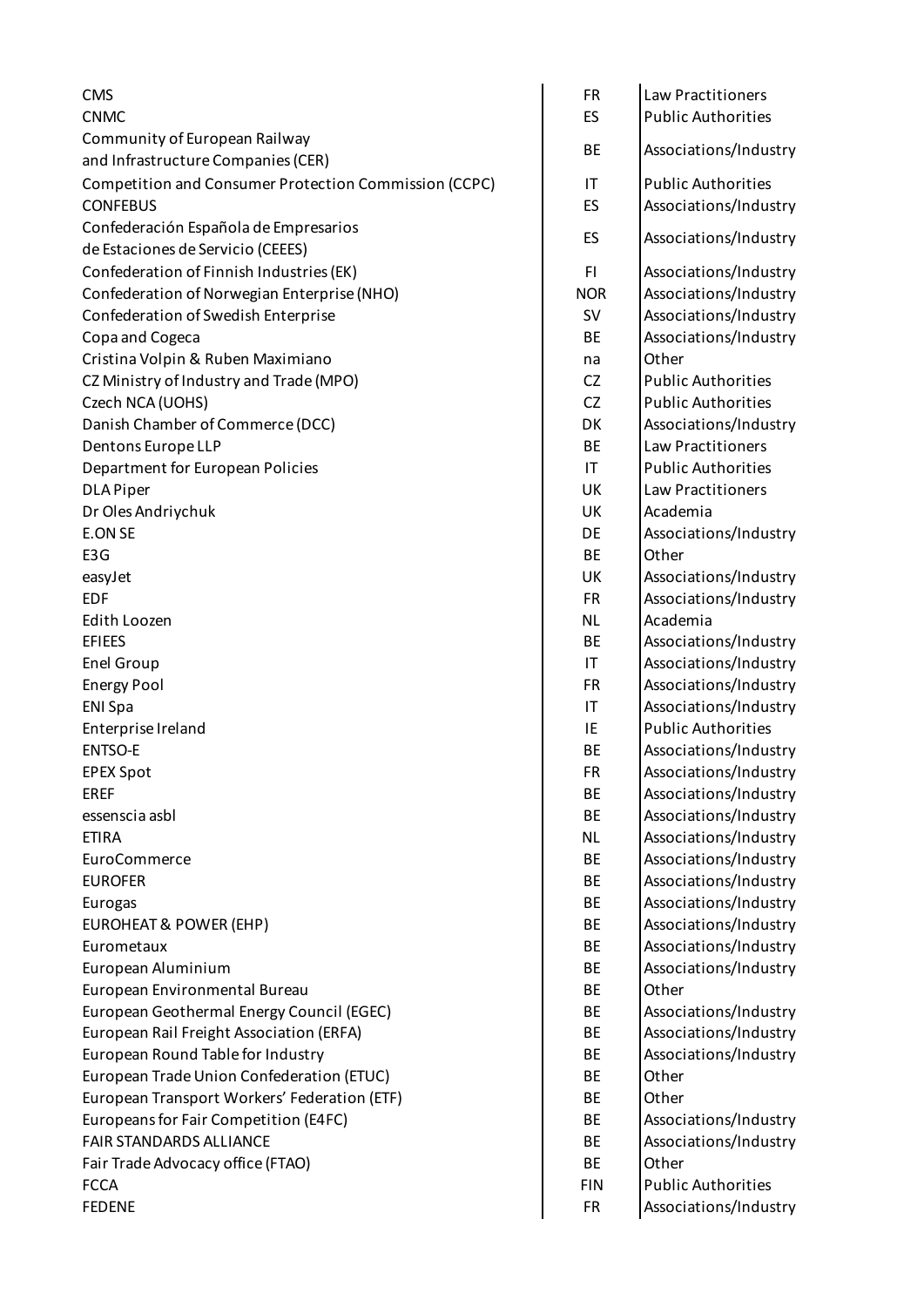| | | |
|---|---|---|
| CMS | FR | Law Practitioners |
| CNMC | ES | Public Authorities |
| Community of European Railway and Infrastructure Companies (CER) | BE | Associations/Industry |
| Competition and Consumer Protection Commission (CCPC) | IT | Public Authorities |
| CONFEBUS | ES | Associations/Industry |
| Confederación Española de Empresarios de Estaciones de Servicio (CEEES) | ES | Associations/Industry |
| Confederation of Finnish Industries (EK) | FI | Associations/Industry |
| Confederation of Norwegian Enterprise (NHO) | NOR | Associations/Industry |
| Confederation of Swedish Enterprise | SV | Associations/Industry |
| Copa and Cogeca | BE | Associations/Industry |
| Cristina Volpin & Ruben Maximiano | na | Other |
| CZ Ministry of Industry and Trade (MPO) | CZ | Public Authorities |
| Czech NCA (UOHS) | CZ | Public Authorities |
| Danish Chamber of Commerce (DCC) | DK | Associations/Industry |
| Dentons Europe LLP | BE | Law Practitioners |
| Department for European Policies | IT | Public Authorities |
| DLA Piper | UK | Law Practitioners |
| Dr Oles Andriychuk | UK | Academia |
| E.ON SE | DE | Associations/Industry |
| E3G | BE | Other |
| easyJet | UK | Associations/Industry |
| EDF | FR | Associations/Industry |
| Edith Loozen | NL | Academia |
| EFIEES | BE | Associations/Industry |
| Enel Group | IT | Associations/Industry |
| Energy Pool | FR | Associations/Industry |
| ENI Spa | IT | Associations/Industry |
| Enterprise Ireland | IE | Public Authorities |
| ENTSO-E | BE | Associations/Industry |
| EPEX Spot | FR | Associations/Industry |
| EREF | BE | Associations/Industry |
| essenscia asbl | BE | Associations/Industry |
| ETIRA | NL | Associations/Industry |
| EuroCommerce | BE | Associations/Industry |
| EUROFER | BE | Associations/Industry |
| Eurogas | BE | Associations/Industry |
| EUROHEAT & POWER (EHP) | BE | Associations/Industry |
| Eurometaux | BE | Associations/Industry |
| European Aluminium | BE | Associations/Industry |
| European Environmental Bureau | BE | Other |
| European Geothermal Energy Council (EGEC) | BE | Associations/Industry |
| European Rail Freight Association (ERFA) | BE | Associations/Industry |
| European Round Table for Industry | BE | Associations/Industry |
| European Trade Union Confederation (ETUC) | BE | Other |
| European Transport Workers' Federation (ETF) | BE | Other |
| Europeans for Fair Competition (E4FC) | BE | Associations/Industry |
| FAIR STANDARDS ALLIANCE | BE | Associations/Industry |
| Fair Trade Advocacy office (FTAO) | BE | Other |
| FCCA | FIN | Public Authorities |
| FEDENE | FR | Associations/Industry |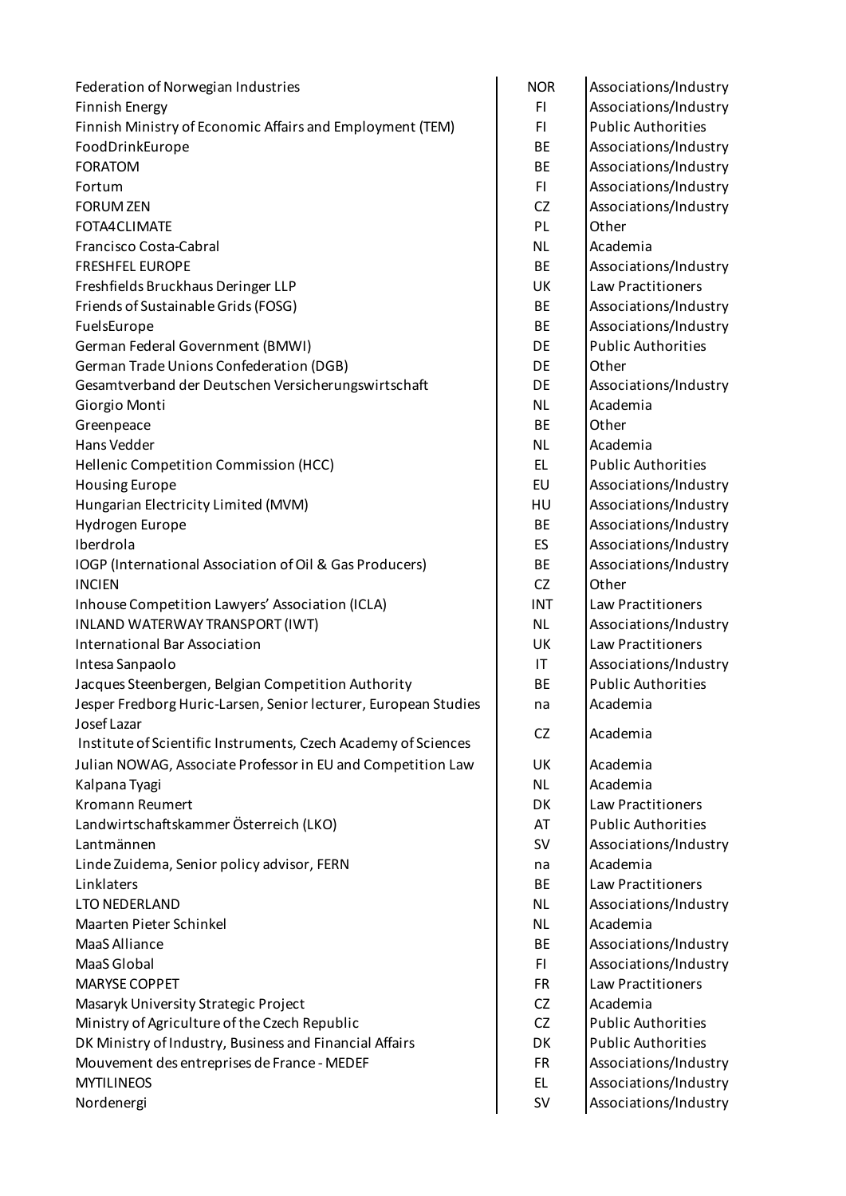| | | |
|---|---|---|
| Federation of Norwegian Industries | NOR | Associations/Industry |
| Finnish Energy | FI | Associations/Industry |
| Finnish Ministry of Economic Affairs and Employment (TEM) | FI | Public Authorities |
| FoodDrinkEurope | BE | Associations/Industry |
| FORATOM | BE | Associations/Industry |
| Fortum | FI | Associations/Industry |
| FORUM ZEN | CZ | Associations/Industry |
| FOTA4CLIMATE | PL | Other |
| Francisco Costa-Cabral | NL | Academia |
| FRESHFEL EUROPE | BE | Associations/Industry |
| Freshfields Bruckhaus Deringer LLP | UK | Law Practitioners |
| Friends of Sustainable Grids (FOSG) | BE | Associations/Industry |
| FuelsEurope | BE | Associations/Industry |
| German Federal Government (BMWI) | DE | Public Authorities |
| German Trade Unions Confederation (DGB) | DE | Other |
| Gesamtverband der Deutschen Versicherungswirtschaft | DE | Associations/Industry |
| Giorgio Monti | NL | Academia |
| Greenpeace | BE | Other |
| Hans Vedder | NL | Academia |
| Hellenic Competition Commission (HCC) | EL | Public Authorities |
| Housing Europe | EU | Associations/Industry |
| Hungarian Electricity Limited (MVM) | HU | Associations/Industry |
| Hydrogen Europe | BE | Associations/Industry |
| Iberdrola | ES | Associations/Industry |
| IOGP (International Association of Oil & Gas Producers) | BE | Associations/Industry |
| INCIEN | CZ | Other |
| Inhouse Competition Lawyers' Association (ICLA) | INT | Law Practitioners |
| INLAND WATERWAY TRANSPORT (IWT) | NL | Associations/Industry |
| International Bar Association | UK | Law Practitioners |
| Intesa Sanpaolo | IT | Associations/Industry |
| Jacques Steenbergen, Belgian Competition Authority | BE | Public Authorities |
| Jesper Fredborg Huric-Larsen, Senior lecturer, European Studies | na | Academia |
| Josef Lazar Institute of Scientific Instruments, Czech Academy of Sciences | CZ | Academia |
| Julian NOWAG, Associate Professor in EU and Competition Law | UK | Academia |
| Kalpana Tyagi | NL | Academia |
| Kromann Reumert | DK | Law Practitioners |
| Landwirtschaftskammer Österreich (LKO) | AT | Public Authorities |
| Lantmännen | SV | Associations/Industry |
| Linde Zuidema, Senior policy advisor, FERN | na | Academia |
| Linklaters | BE | Law Practitioners |
| LTO NEDERLAND | NL | Associations/Industry |
| Maarten Pieter Schinkel | NL | Academia |
| MaaS Alliance | BE | Associations/Industry |
| MaaS Global | FI | Associations/Industry |
| MARYSE COPPET | FR | Law Practitioners |
| Masaryk University Strategic Project | CZ | Academia |
| Ministry of Agriculture of the Czech Republic | CZ | Public Authorities |
| DK Ministry of Industry, Business and Financial Affairs | DK | Public Authorities |
| Mouvement des entreprises de France - MEDEF | FR | Associations/Industry |
| MYTILINEOS | EL | Associations/Industry |
| Nordenergi | SV | Associations/Industry |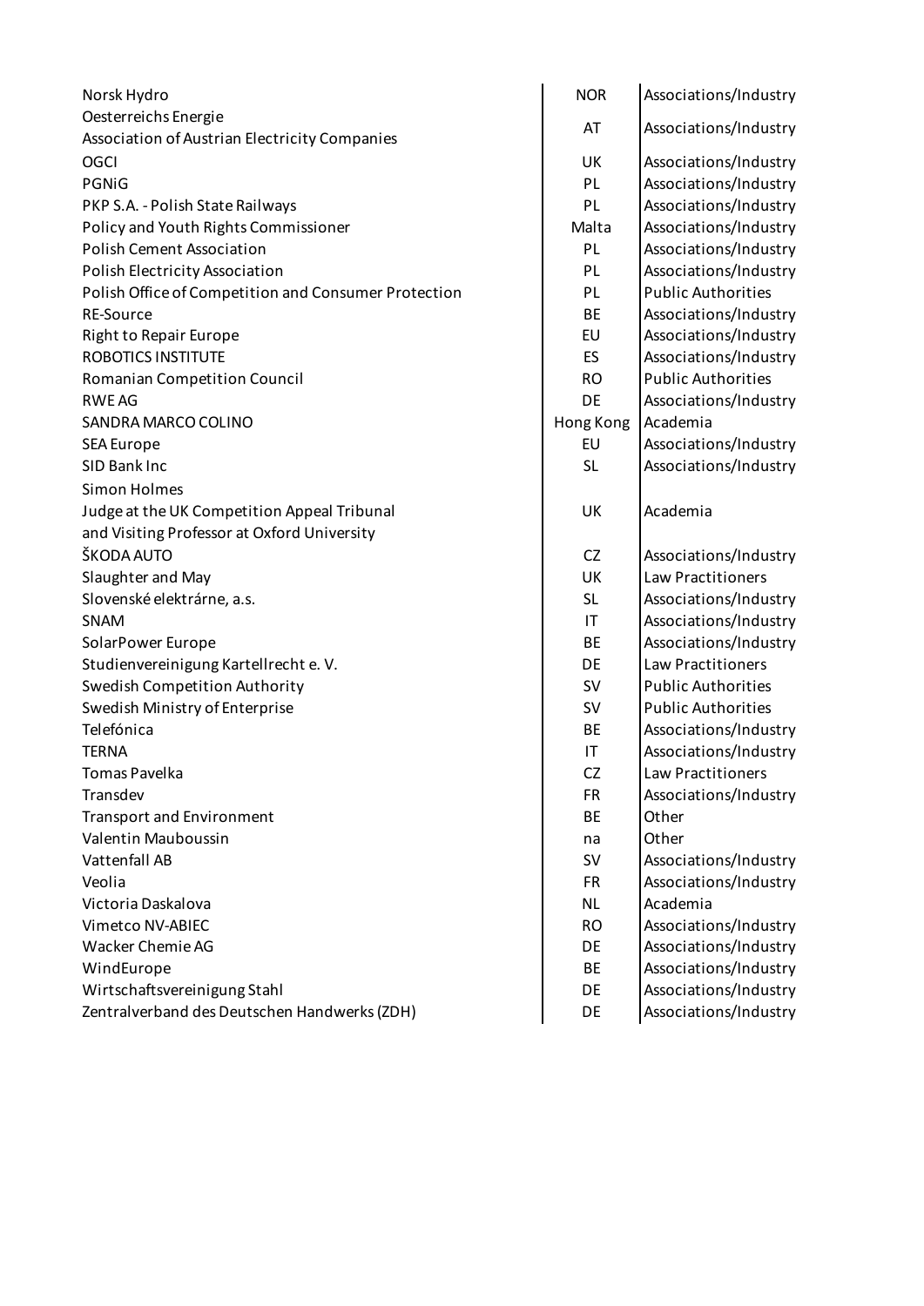| | | |
|---|---|---|
| Norsk Hydro | NOR | Associations/Industry |
| Oesterreichs Energie Association of Austrian Electricity Companies | AT | Associations/Industry |
| OGCI | UK | Associations/Industry |
| PGNiG | PL | Associations/Industry |
| PKP S.A. - Polish State Railways | PL | Associations/Industry |
| Policy and Youth Rights Commissioner | Malta | Associations/Industry |
| Polish Cement Association | PL | Associations/Industry |
| Polish Electricity Association | PL | Associations/Industry |
| Polish Office of Competition and Consumer Protection | PL | Public Authorities |
| RE-Source | BE | Associations/Industry |
| Right to Repair Europe | EU | Associations/Industry |
| ROBOTICS INSTITUTE | ES | Associations/Industry |
| Romanian Competition Council | RO | Public Authorities |
| RWE AG | DE | Associations/Industry |
| SANDRA MARCO COLINO | Hong Kong | Academia |
| SEA Europe | EU | Associations/Industry |
| SID Bank Inc | SL | Associations/Industry |
| Simon Holmes Judge at the UK Competition Appeal Tribunal and Visiting Professor at Oxford University | UK | Academia |
| ŠKODA AUTO | CZ | Associations/Industry |
| Slaughter and May | UK | Law Practitioners |
| Slovenské elektrárne, a.s. | SL | Associations/Industry |
| SNAM | IT | Associations/Industry |
| SolarPower Europe | BE | Associations/Industry |
| Studienvereinigung Kartellrecht e. V. | DE | Law Practitioners |
| Swedish Competition Authority | SV | Public Authorities |
| Swedish Ministry of Enterprise | SV | Public Authorities |
| Telefónica | BE | Associations/Industry |
| TERNA | IT | Associations/Industry |
| Tomas Pavelka | CZ | Law Practitioners |
| Transdev | FR | Associations/Industry |
| Transport and Environment | BE | Other |
| Valentin Mauboussin | na | Other |
| Vattenfall AB | SV | Associations/Industry |
| Veolia | FR | Associations/Industry |
| Victoria Daskalova | NL | Academia |
| Vimetco NV-ABIEC | RO | Associations/Industry |
| Wacker Chemie AG | DE | Associations/Industry |
| WindEurope | BE | Associations/Industry |
| Wirtschaftsvereinigung Stahl | DE | Associations/Industry |
| Zentralverband des Deutschen Handwerks (ZDH) | DE | Associations/Industry |